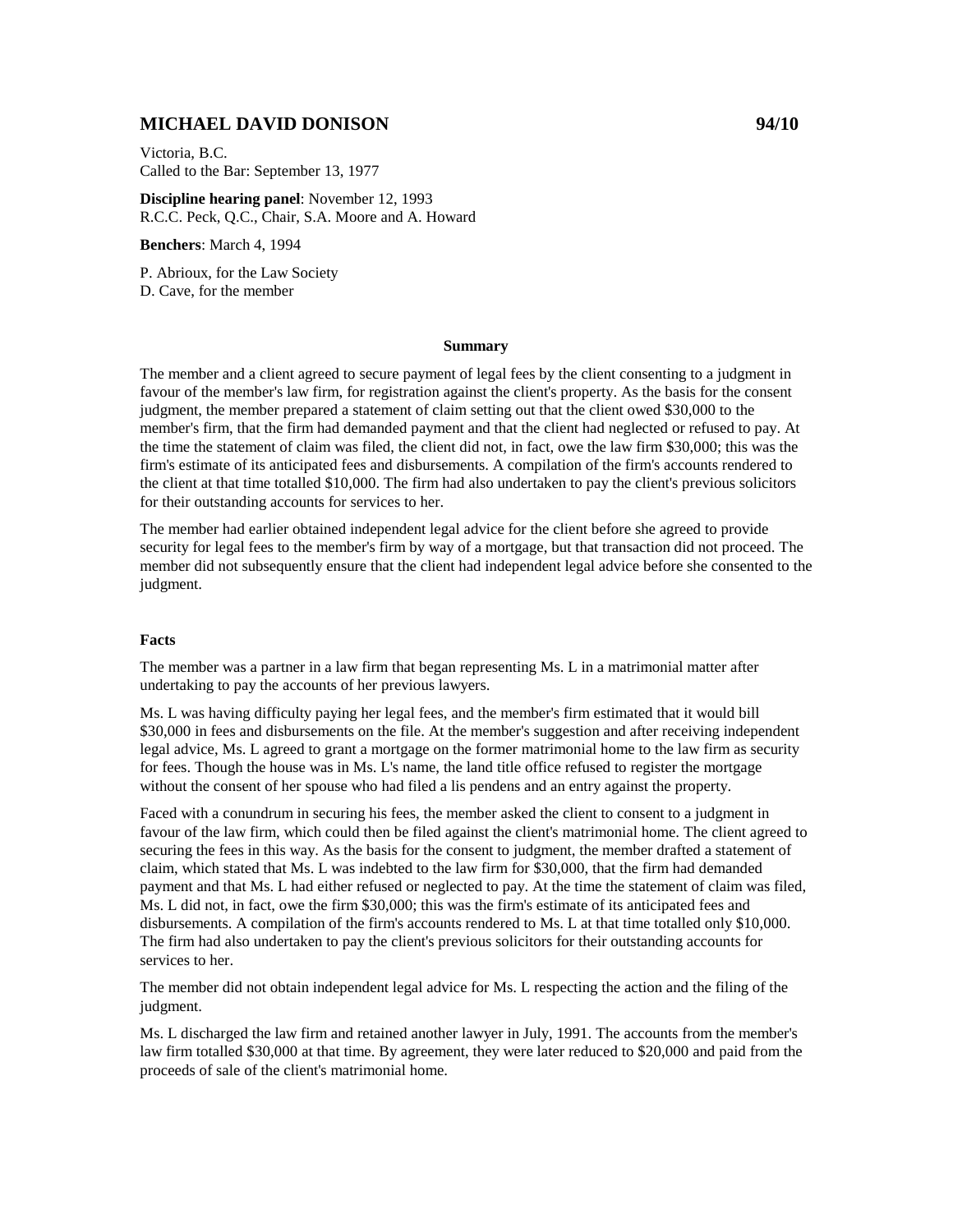# MICHAEL DAVID DONISON 94/10

Victoria, B.C.
Called to the Bar: September 13, 1977

**Discipline hearing panel**: November 12, 1993
R.C.C. Peck, Q.C., Chair, S.A. Moore and A. Howard

**Benchers**: March 4, 1994

P. Abrioux, for the Law Society
D. Cave, for the member

## Summary

The member and a client agreed to secure payment of legal fees by the client consenting to a judgment in favour of the member's law firm, for registration against the client's property. As the basis for the consent judgment, the member prepared a statement of claim setting out that the client owed $30,000 to the member's firm, that the firm had demanded payment and that the client had neglected or refused to pay. At the time the statement of claim was filed, the client did not, in fact, owe the law firm $30,000; this was the firm's estimate of its anticipated fees and disbursements. A compilation of the firm's accounts rendered to the client at that time totalled $10,000. The firm had also undertaken to pay the client's previous solicitors for their outstanding accounts for services to her.

The member had earlier obtained independent legal advice for the client before she agreed to provide security for legal fees to the member's firm by way of a mortgage, but that transaction did not proceed. The member did not subsequently ensure that the client had independent legal advice before she consented to the judgment.

## Facts

The member was a partner in a law firm that began representing Ms. L in a matrimonial matter after undertaking to pay the accounts of her previous lawyers.

Ms. L was having difficulty paying her legal fees, and the member's firm estimated that it would bill $30,000 in fees and disbursements on the file. At the member's suggestion and after receiving independent legal advice, Ms. L agreed to grant a mortgage on the former matrimonial home to the law firm as security for fees. Though the house was in Ms. L's name, the land title office refused to register the mortgage without the consent of her spouse who had filed a lis pendens and an entry against the property.

Faced with a conundrum in securing his fees, the member asked the client to consent to a judgment in favour of the law firm, which could then be filed against the client's matrimonial home. The client agreed to securing the fees in this way. As the basis for the consent to judgment, the member drafted a statement of claim, which stated that Ms. L was indebted to the law firm for $30,000, that the firm had demanded payment and that Ms. L had either refused or neglected to pay. At the time the statement of claim was filed, Ms. L did not, in fact, owe the firm $30,000; this was the firm's estimate of its anticipated fees and disbursements. A compilation of the firm's accounts rendered to Ms. L at that time totalled only $10,000. The firm had also undertaken to pay the client's previous solicitors for their outstanding accounts for services to her.

The member did not obtain independent legal advice for Ms. L respecting the action and the filing of the judgment.

Ms. L discharged the law firm and retained another lawyer in July, 1991. The accounts from the member's law firm totalled $30,000 at that time. By agreement, they were later reduced to $20,000 and paid from the proceeds of sale of the client's matrimonial home.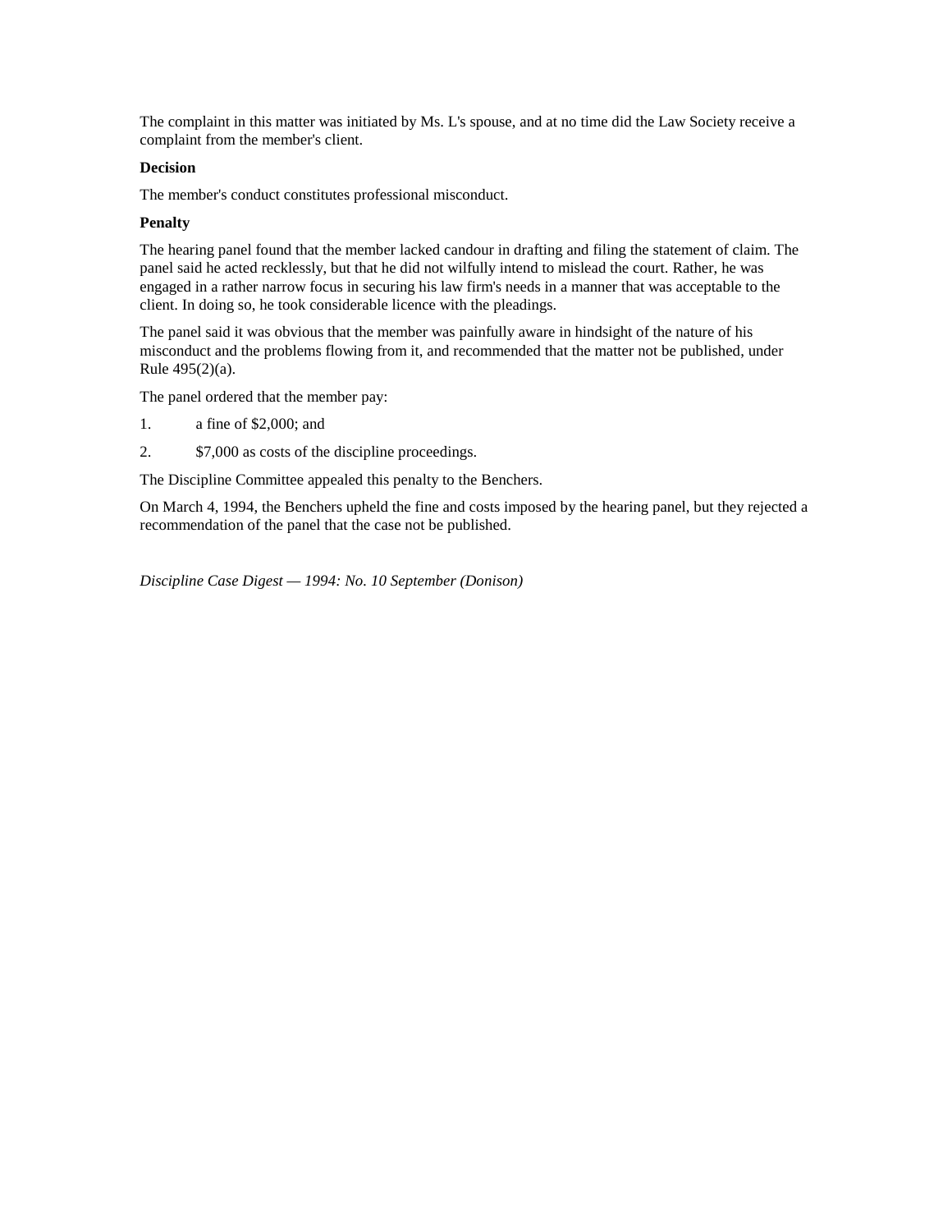The complaint in this matter was initiated by Ms. L's spouse, and at no time did the Law Society receive a complaint from the member's client.

**Decision**

The member's conduct constitutes professional misconduct.

**Penalty**

The hearing panel found that the member lacked candour in drafting and filing the statement of claim. The panel said he acted recklessly, but that he did not wilfully intend to mislead the court. Rather, he was engaged in a rather narrow focus in securing his law firm's needs in a manner that was acceptable to the client. In doing so, he took considerable licence with the pleadings.

The panel said it was obvious that the member was painfully aware in hindsight of the nature of his misconduct and the problems flowing from it, and recommended that the matter not be published, under Rule 495(2)(a).

The panel ordered that the member pay:

1. a fine of $2,000; and
2. $7,000 as costs of the discipline proceedings.

The Discipline Committee appealed this penalty to the Benchers.

On March 4, 1994, the Benchers upheld the fine and costs imposed by the hearing panel, but they rejected a recommendation of the panel that the case not be published.

*Discipline Case Digest — 1994: No. 10 September (Donison)*